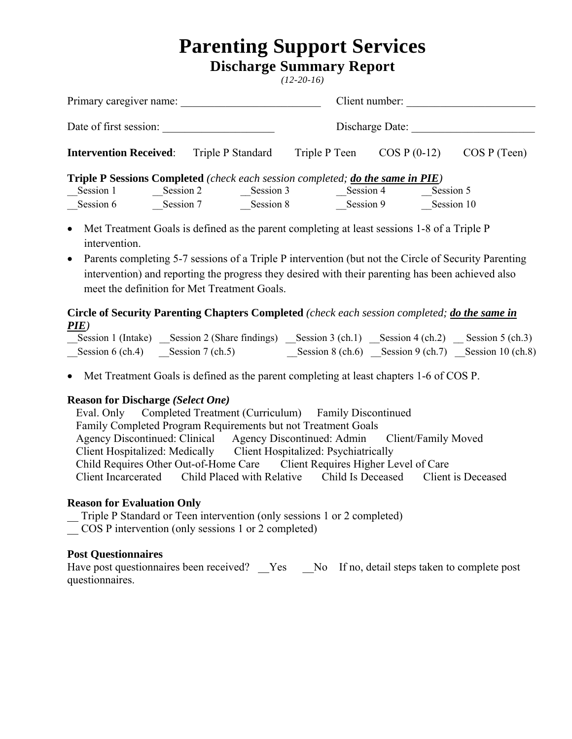# Parenting Support Services

## Discharge Summary Report

*(12-20-16)*

Primary caregiver name: ________________________ Client number: ______________________

Date of first session: ___________________ Discharge Date: _____________________

**Intervention Received**: Triple P Standard Triple P Teen COS P (0-12) COS P (Teen)

**Triple P Sessions Completed** *(check each session completed; **do the same in PIE**)*

__Session 1 __Session 2 __Session 3 __Session 4 __Session 5
__Session 6 __Session 7 __Session 8 __Session 9 __Session 10

- Met Treatment Goals is defined as the parent completing at least sessions 1-8 of a Triple P intervention.
- Parents completing 5-7 sessions of a Triple P intervention (but not the Circle of Security Parenting intervention) and reporting the progress they desired with their parenting has been achieved also meet the definition for Met Treatment Goals.

**Circle of Security Parenting Chapters Completed** *(check each session completed; **do the same in PIE**)*

__Session 1 (Intake) __Session 2 (Share findings) __Session 3 (ch.1) __Session 4 (ch.2) __ Session 5 (ch.3)
__Session 6 (ch.4) __Session 7 (ch.5) __Session 8 (ch.6) __Session 9 (ch.7) __Session 10 (ch.8)

- Met Treatment Goals is defined as the parent completing at least chapters 1-6 of COS P.

**Reason for Discharge *(Select One)***

Eval. Only Completed Treatment (Curriculum) Family Discontinued
Family Completed Program Requirements but not Treatment Goals
Agency Discontinued: Clinical Agency Discontinued: Admin Client/Family Moved
Client Hospitalized: Medically Client Hospitalized: Psychiatrically
Child Requires Other Out-of-Home Care Client Requires Higher Level of Care
Client Incarcerated Child Placed with Relative Child Is Deceased Client is Deceased

**Reason for Evaluation Only**

__ Triple P Standard or Teen intervention (only sessions 1 or 2 completed)
__ COS P intervention (only sessions 1 or 2 completed)

**Post Questionnaires**

Have post questionnaires been received? __Yes __No If no, detail steps taken to complete post questionnaires.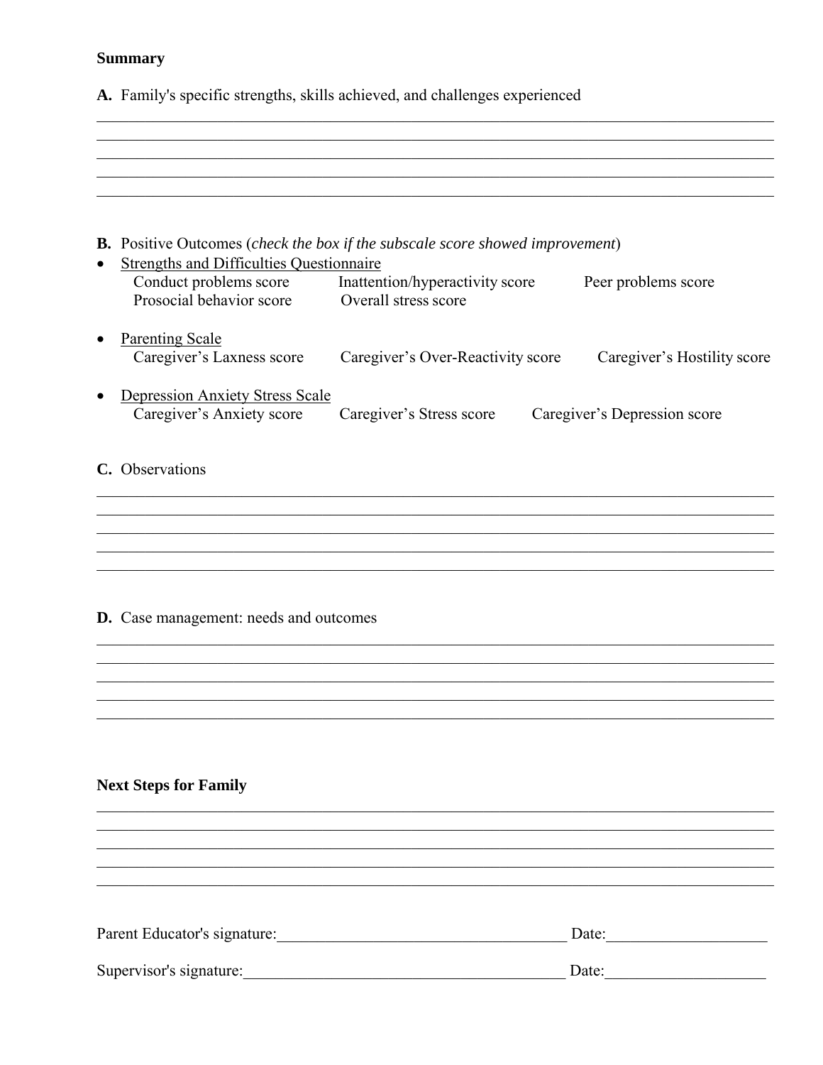**Summary**

**A.** Family's specific strengths, skills achieved, and challenges experienced

______________________________________________________________________________
______________________________________________________________________________
______________________________________________________________________________
______________________________________________________________________________
______________________________________________________________________________

**B.** Positive Outcomes (*check the box if the subscale score showed improvement*)

- Strengths and Difficulties Questionnaire
  - Conduct problems score
  - Inattention/hyperactivity score
  - Peer problems score
  - Prosocial behavior score
  - Overall stress score
- Parenting Scale
  - Caregiver's Laxness score
  - Caregiver's Over-Reactivity score
  - Caregiver's Hostility score
- Depression Anxiety Stress Scale
  - Caregiver's Anxiety score
  - Caregiver's Stress score
  - Caregiver's Depression score

**C.** Observations

______________________________________________________________________________
______________________________________________________________________________
______________________________________________________________________________
______________________________________________________________________________
______________________________________________________________________________

**D.** Case management: needs and outcomes

______________________________________________________________________________
______________________________________________________________________________
______________________________________________________________________________
______________________________________________________________________________
______________________________________________________________________________

**Next Steps for Family**

______________________________________________________________________________
______________________________________________________________________________
______________________________________________________________________________
______________________________________________________________________________
______________________________________________________________________________

Parent Educator's signature:_____________________________________ Date:___________________

Supervisor's signature:_________________________________________ Date:___________________